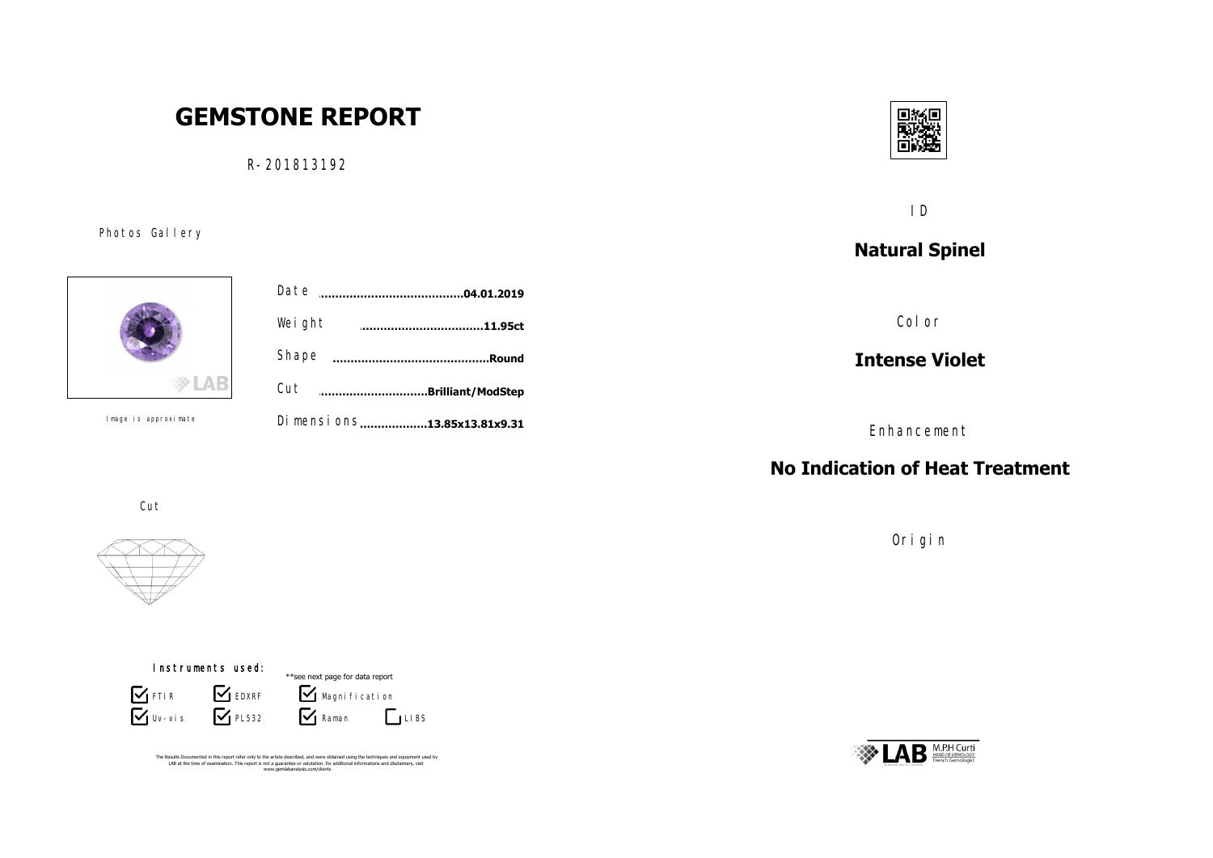# GEMSTONE REPORT

R-201813192

Photos Gallery

Image is approximate

| | |
|---|---|
| Date | 04.01.2019 |
| Weight | 11.95ct |
| Shape | Round |
| Cut | Brilliant/ModStep |
| Dimensions | 13.85x13.81x9.31 |

Cut

**Instruments used:**

**see next page for data report

- [x] FTIR
- [x] EDXRF
- [x] Magnification
- [x] Uv-vis
- [x] PL532
- [x] Raman
- [ ] LIBS

The Results Documented in this report refer only to the article described, and were obtained using the techniques and equipment used by LAB at the time of examination. This report is not a guarantee or valutation. for additional informations and disclaimers, visit www.gemlabanalysis.com/clients

ID

## Natural Spinel

Color

## Intense Violet

Enhancement

## No Indication of Heat Treatment

Origin

LAB M.P.H Curti HEAD OF GEMOLOGY French Gemologist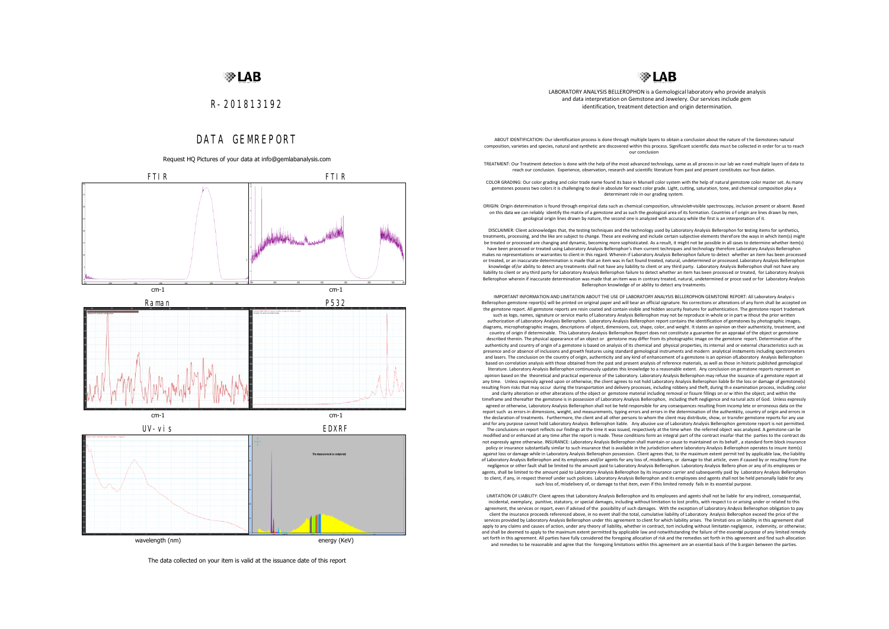# LAB

## R-201813192

## DATA GEMREPORT

Request HQ Pictures of your data at info@gemlabanalysis.com

FTIR

cm-1

FTIR

cm-1

Raman

cm-1

P532

cm-1

UV-vis

wavelength (nm)

EDXRF

The measurement is completed.

energy (KeV)

The data collected on your item is valid at the issuance date of this report

# LAB

LABORATORY ANALYSIS BELLEROPHON is a Gemological laboratory who provide analysis and data interpretation on Gemstone and Jewelery. Our services include gem identification, treatment detection and origin determination.

ABOUT IDENTIFICATION: Our identification process is done through multiple layers to obtain a conclusion about the nature of the Gemstones natural composition, varieties and species, natural and synthetic are discovered within this process. Significant scientific data must be collected in order for us to reach our conclusion

TREATMENT: Our Treatment detection is done with the help of the most advanced technology, same as all process in our lab we need multiple layers of data to reach our conclusion. Experience, observation, research and scientific literature from past and present constitutes our foun dation.

COLOR GRADING: Our color grading and color trade name found its base in Munsell color system with the help of natural gemstone color master set. As many gemstones possess two colors it is challenging to deal in absolute for exact color grade. Light, cutting, saturation, tone, and chemical composition play a determinant role in our grading system.

ORIGIN: Origin determination is found through empirical data such as chemical composition, ultraviolet-visible spectroscopy, inclusion present or absent. Based on this data we can reliably identify the matrix of a gemstone and as such the geological area of its formation. Countries of origin are lines drawn by men, geological origin lines drawn by nature, the second one is analyzed with accuracy while the first is an interpretation of it.

DISCLAIMER: Client acknowledges that, the testing techniques and the technology used by Laboratory Analysis Bellerophon for testing items for synthetics, treatments, processing, and the like are subject to change. These are evolving and include certain subjective elements therefore the ways in which item(s) might be treated or processed are changing and dynamic, becoming more sophisticated. As a result, it might not be possible in all cases to determine whether item(s) have been processed or treated using Laboratory Analysis Bellerophon's then current techniques and technology therefore Laboratory Analysis Bellerophon makes no representations or warranties to client in this regard. Wherein if Laboratory Analysis Bellerophon failure to detect whether an item has been processed or treated, or an inaccurate determination is made that an item was in fact found treated, natural, undetermined or processed. Laboratory Analysis Bellerophon knowledge of/or ability to detect any treatments shall not have any liability to client or any third party. Laboratory Analysis Bellerophon shall not have any liability to client or any third party for Laboratory Analysis Bellerophon failure to detect whether an item has been processed or treated, for Laboratory Analysis Bellerophon wherein if inaccurate determination was made that an item was in contrary treated, natural, undetermined or processed for Laboratory Analysis Bellerophon knowledge of or ability to detect any treatments.

IMPORTANT INFORMATION AND LIMITATION ABOUT THE USE OF LABORATORY ANALYSIS BELLEROPHON GEMSTONE REPORT: All Laboratory Analysis Bellerophon gemstone report(s) will be printed on original paper and will bear an official signature. No corrections or alterations of any form shall be accepted on the gemstone report. All gemstone reports are resin coated and contain visible and hidden security features for authentication. The gemstone report trademark such as logo, names, signature or service marks of Laboratory Analysis Bellerophon may not be reproduce in whole or in part without the prior written authorization of Laboratory Analysis Bellerophon. Laboratory Analysis Bellerophon report contains the identification of gemstones by photographic images, diagrams, microphotographic images, descriptions of object, dimensions, cut, shape, color, and weight. It states an opinion on their authenticity, treatment, and country of origin if determinable. This Laboratory Analysis Bellerophon Report does not constitute a guarantee for an appraisal of the object or gemstone described therein. The physical appearance of an object or gemstone may differ from its photographic image on the gemstone report. Determination of the authenticity and country of origin of a gemstone is based on analysis of its chemical and physical properties, its internal and or external characteristics such as presence and or absence of inclusions and growth features using standard gemological instruments and modern analytical instruments including spectrometers and lasers. The conclusion on the country of origin, authenticity and any kind of enhancement of a gemstone is an opinion of Laboratory Analysis Bellerophon based on correlation analysis with those obtained from the past and present analysis of reference materials, as well as those in historic published gemological literature. Laboratory Analysis Bellerophon continuously updates this knowledge to a reasonable extent. Any conclusion on gemstone reports represent an opinion based on the theoretical and practical experience of the Laboratory. Laboratory Analysis Bellerophon may refuse the issuance of a gemstone report at any time. Unless expressly agreed upon or otherwise, the client agrees to not hold Laboratory Analysis Bellerophon liable for the loss or damage of gemstone(s) resulting from risks that may occur during the transportation and delivery processes, including robbery and theft, during the examination process, including color and clarity alteration or other alterations of the object or gemstone material including removal or fissure fillings on or within the object; and within the timeframe and thereafter the gemstone is in possession of Laboratory Analysis Bellerophon, including theft negligence and natural acts of God. Unless expressly agreed or otherwise, Laboratory Analysis Bellerophon shall not be held responsible for any consequences resulting from incomplete or erroneous data on the report such as errors in dimensions, weight, and measurements, typing errors and errors in the determination of the authenticity, country of origin and errors in the declaration of treatments. Furthermore, the client and all other persons to whom the client may distribute, show, or transfer gemstone reports for any use and for any purpose cannot hold Laboratory Analysis Bellerophon liable. Any abusive use of Laboratory Analysis Bellerophon gemstone report is not permitted. The conclusions on report reflects our findings at the time it was issued, respectively at the time when the referred object was analyzed. A gemstone can be modified and or enhanced at any time after the report is made. These conditions form an integral part of the contract insofar that the parties to the contract do not expressly agree otherwise. INSURANCE: Laboratory Analysis Bellerophon shall maintain or cause to maintained on its behalf, a standard form block insurance policy or insurance substantially similar to such insurance that is available in the jurisdiction where laboratory Analysis Bellerophon operates to insure item(s) against loss or damage while in Laboratory Analysis Bellerophon possession. Client agrees that, to the maximum extent permitted by applicable law, the liability of Laboratory Analysis Bellerophon and its employees and/or agents for any loss of, misdelivery, or damage to that article, even if caused by or resulting from the negligence or other fault shall be limited to the amount paid to Laboratory Analysis Bellerophon. Laboratory Analysis Bellerophon or any of its employees or agents, shall be limited to the amount paid to Laboratory Analysis Bellerophon by its insurance carrier and subsequently paid by Laboratory Analysis Bellerophon to client, if any, in respect thereof under such policies. Laboratory Analysis Bellerophon and its employees and agents shall not be held personally liable for any such loss of, misdelivery of, or damage to that item, even if this limited remedy fails in its essential purpose.

LIMITATION OF LIABILITY: Client agrees that Laboratory Analysis Bellerophon and its employees and agents shall not be liable for any indirect, consequential, incidental, exemplary, punitive, statutory, or special damages, including without limitation to lost profits, with respect to or arising under or related to this agreement, the services or report, even if advised of the possibility of such damages. With the exception of Laboratory Analysis Bellerophon obligation to pay client the insurance proceeds referenced above, in no event shall the total, cumulative liability of Laboratory Analysis Bellerophon exceed the price of the services provided by Laboratory Analysis Bellerophon under this agreement to client for which liability arises. The limitations on liability in this agreement shall apply to any claims and causes of action, under any theory of liability, whether in contract, tort including without limitation negligence, indemnity, or otherwise; and shall be deemed to apply to the maximum extent permitted by applicable law and notwithstanding the failure of the essential purpose of any limited remedy set forth in this agreement. All parties have fully considered the foregoing allocation of risk and the remedies set forth in this agreement and find such allocation and remedies to be reasonable and agree that the foregoing limitations within this agreement are an essential basis of the bargain between the parties.